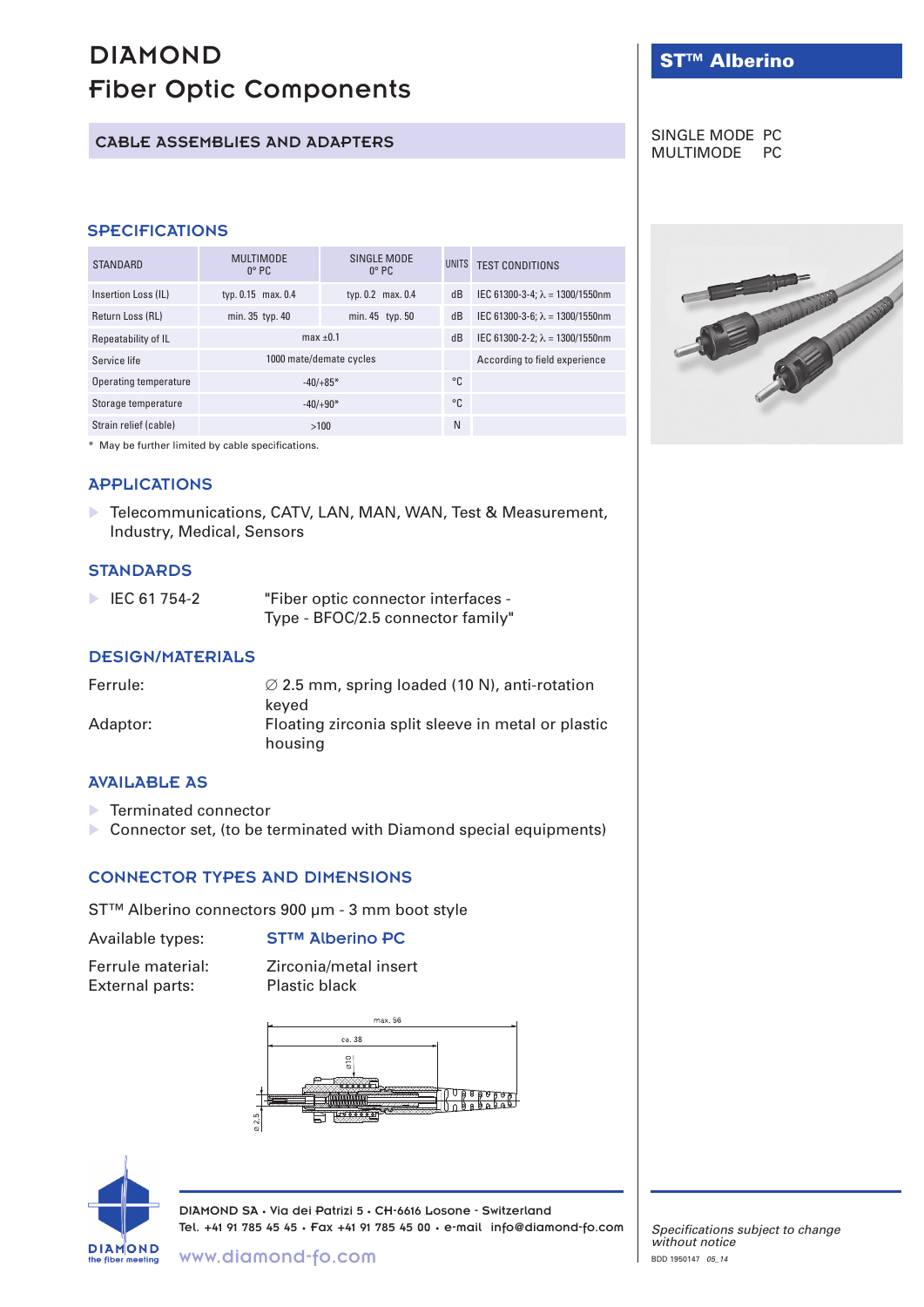# DIAMOND
# Fiber Optic Components

## CABLE ASSEMBLIES AND ADAPTERS

## ST™ Alberino

SINGLE MODE PC
MULTIMODE PC

## SPECIFICATIONS

| STANDARD | MULTIMODE 0° PC | SINGLE MODE 0° PC | UNITS | TEST CONDITIONS |
|---|---|---|---|---|
| Insertion Loss (IL) | typ. 0.15 max. 0.4 | typ. 0.2 max. 0.4 | dB | IEC 61300-3-4; λ = 1300/1550nm |
| Return Loss (RL) | min. 35 typ. 40 | min. 45 typ. 50 | dB | IEC 61300-3-6; λ = 1300/1550nm |
| Repeatability of IL | max ±0.1 | | dB | IEC 61300-2-2; λ = 1300/1550nm |
| Service life | 1000 mate/demate cycles | | | According to field experience |
| Operating temperature | -40/+85* | | °C | |
| Storage temperature | -40/+90* | | °C | |
| Strain relief (cable) | >100 | | N | |

\* May be further limited by cable specifications.

## APPLICATIONS

- Telecommunications, CATV, LAN, MAN, WAN, Test & Measurement, Industry, Medical, Sensors

## STANDARDS

- IEC 61 754-2 — "Fiber optic connector interfaces - Type - BFOC/2.5 connector family"

## DESIGN/MATERIALS

Ferrule: ∅ 2.5 mm, spring loaded (10 N), anti-rotation keyed

Adaptor: Floating zirconia split sleeve in metal or plastic housing

## AVAILABLE AS

- Terminated connector
- Connector set, (to be terminated with Diamond special equipments)

## CONNECTOR TYPES AND DIMENSIONS

ST™ Alberino connectors 900 µm - 3 mm boot style

Available types: **ST™ Alberino PC**

Ferrule material: Zirconia/metal insert
External parts: Plastic black

max. 56
ca. 38
ø10
ø2.5

DIAMOND SA • Via dei Patrizi 5 • CH-6616 Losone - Switzerland
Tel. +41 91 785 45 45 • Fax +41 91 785 45 00 • e-mail info@diamond-fo.com
www.diamond-fo.com

*Specifications subject to change without notice*

BDD 1950147 *05_14*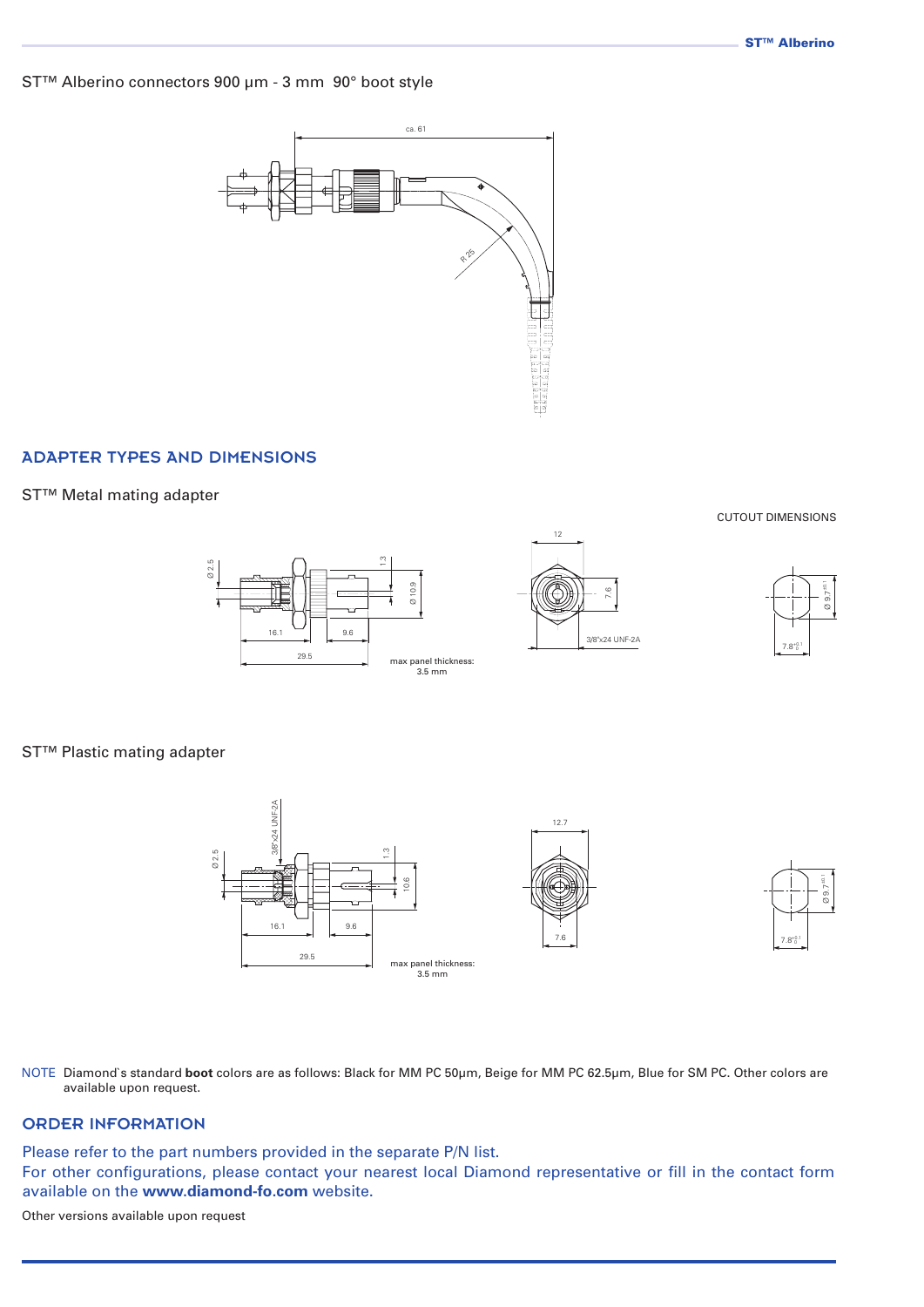ST™ Alberino connectors 900 µm - 3 mm 90° boot style

ca. 61

R 25

## ADAPTER TYPES AND DIMENSIONS

ST™ Metal mating adapter

CUTOUT DIMENSIONS

Ø 2.5

1.3

Ø 10.9

16.1

9.6

29.5

max panel thickness: 3.5 mm

12

7.6

3/8"x24 UNF-2A

Ø 9.7 $^{+0.1}_{0}$

7.8 $^{+0.1}_{0}$

ST™ Plastic mating adapter

Ø 2.5

3/8"x24 UNF-2A

1.3

10.6

16.1

9.6

29.5

max panel thickness: 3.5 mm

12.7

7.6

Ø 9.7 $^{+0.1}_{0}$

7.8 $^{+0.1}_{0}$

NOTE Diamond`s standard **boot** colors are as follows: Black for MM PC 50µm, Beige for MM PC 62.5µm, Blue for SM PC. Other colors are available upon request.

## ORDER INFORMATION

Please refer to the part numbers provided in the separate P/N list.
For other configurations, please contact your nearest local Diamond representative or fill in the contact form available on the **www.diamond-fo.com** website.

Other versions available upon request